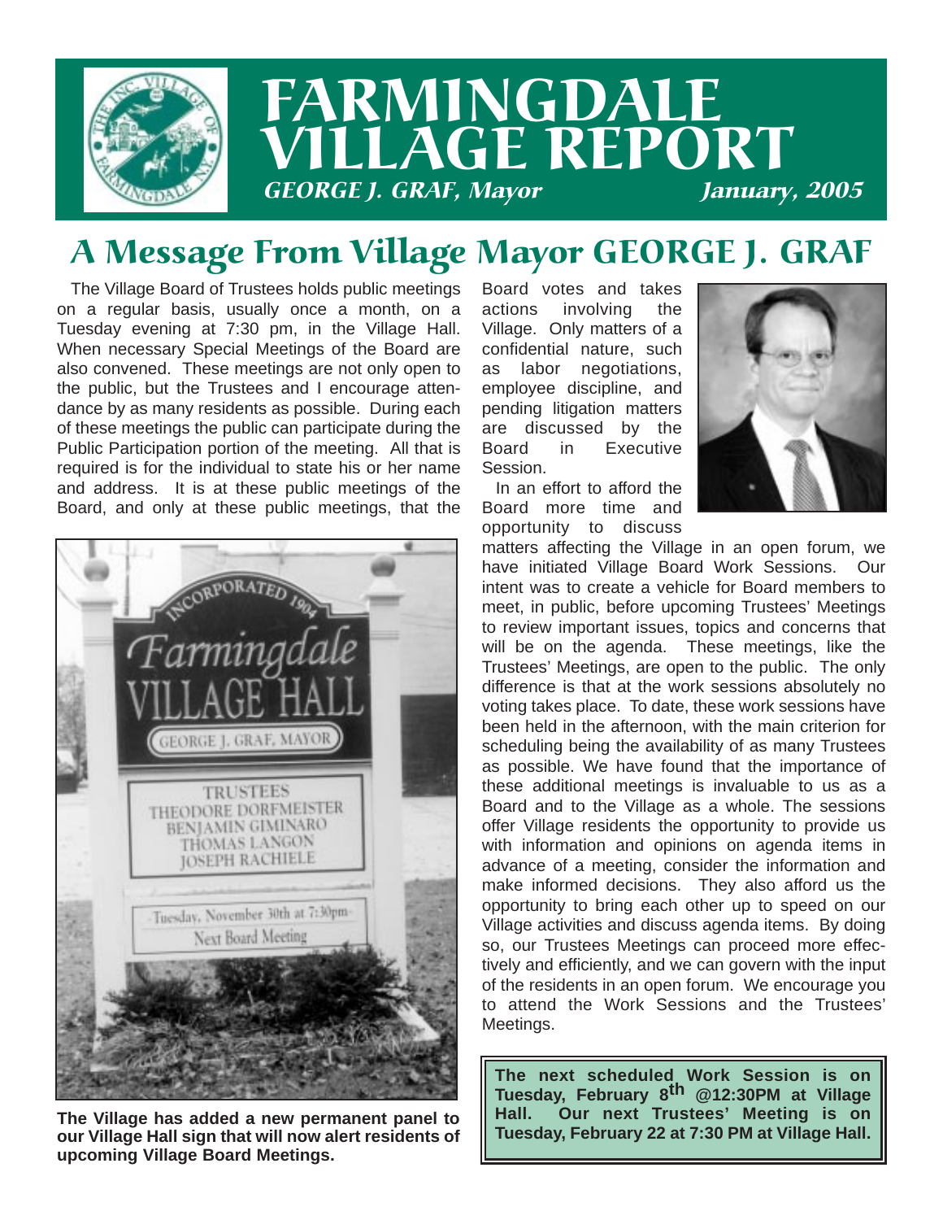# FARMINGDALE VILLAGE REPORT

*GEORGE J. GRAF, Mayor* — *January, 2005*

## A Message From Village Mayor GEORGE J. GRAF

The Village Board of Trustees holds public meetings on a regular basis, usually once a month, on a Tuesday evening at 7:30 pm, in the Village Hall. When necessary Special Meetings of the Board are also convened. These meetings are not only open to the public, but the Trustees and I encourage attendance by as many residents as possible. During each of these meetings the public can participate during the Public Participation portion of the meeting. All that is required is for the individual to state his or her name and address. It is at these public meetings of the Board, and only at these public meetings, that the Board votes and takes actions involving the Village. Only matters of a confidential nature, such as labor negotiations, employee discipline, and pending litigation matters are discussed by the Board in Executive Session.

In an effort to afford the Board more time and opportunity to discuss matters affecting the Village in an open forum, we have initiated Village Board Work Sessions. Our intent was to create a vehicle for Board members to meet, in public, before upcoming Trustees' Meetings to review important issues, topics and concerns that will be on the agenda. These meetings, like the Trustees' Meetings, are open to the public. The only difference is that at the work sessions absolutely no voting takes place. To date, these work sessions have been held in the afternoon, with the main criterion for scheduling being the availability of as many Trustees as possible. We have found that the importance of these additional meetings is invaluable to us as a Board and to the Village as a whole. The sessions offer Village residents the opportunity to provide us with information and opinions on agenda items in advance of a meeting, consider the information and make informed decisions. They also afford us the opportunity to bring each other up to speed on our Village activities and discuss agenda items. By doing so, our Trustees Meetings can proceed more effectively and efficiently, and we can govern with the input of the residents in an open forum. We encourage you to attend the Work Sessions and the Trustees' Meetings.

**The next scheduled Work Session is on Tuesday, February 8th @12:30PM at Village Hall. Our next Trustees' Meeting is on Tuesday, February 22 at 7:30 PM at Village Hall.**

**The Village has added a new permanent panel to our Village Hall sign that will now alert residents of upcoming Village Board Meetings.**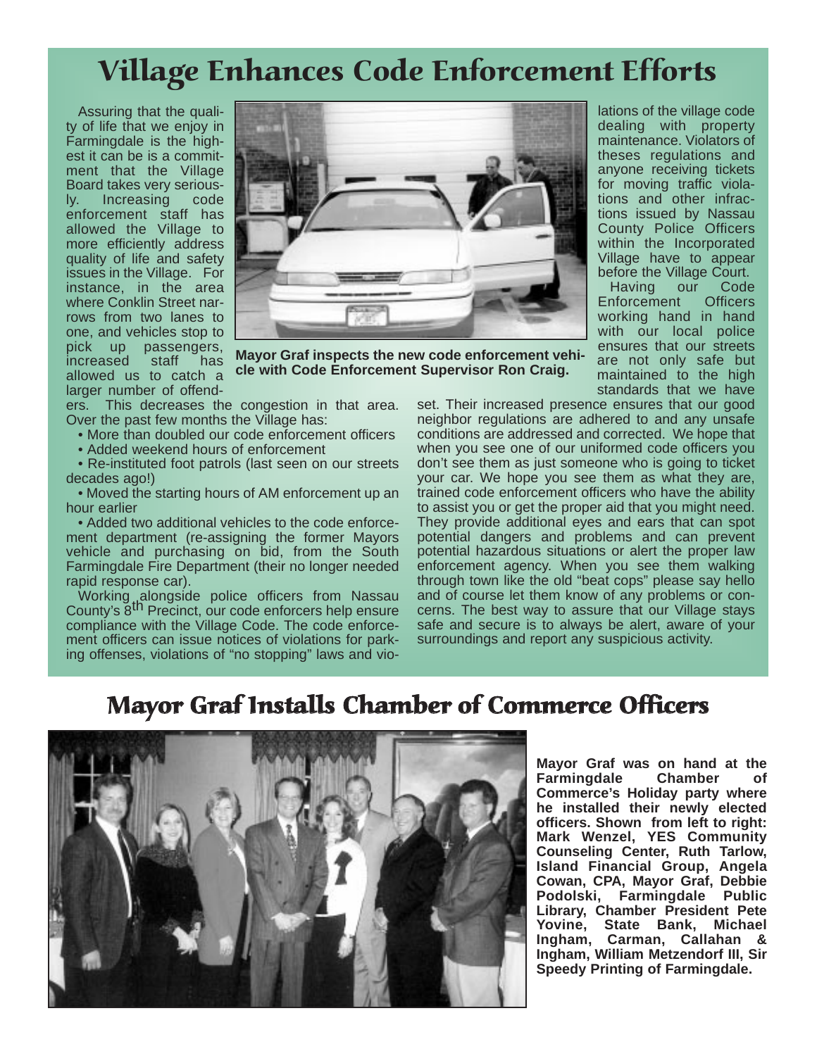# Village Enhances Code Enforcement Efforts

Assuring that the quality of life that we enjoy in Farmingdale is the highest it can be is a commitment that the Village Board takes very seriously. Increasing code enforcement staff has allowed the Village to more efficiently address quality of life and safety issues in the Village. For instance, in the area where Conklin Street narrows from two lanes to one, and vehicles stop to pick up passengers, increased staff has allowed us to catch a larger number of offenders. This decreases the congestion in that area. Over the past few months the Village has:

- More than doubled our code enforcement officers
- Added weekend hours of enforcement
- Re-instituted foot patrols (last seen on our streets decades ago!)
- Moved the starting hours of AM enforcement up an hour earlier
- Added two additional vehicles to the code enforcement department (re-assigning the former Mayors vehicle and purchasing on bid, from the South Farmingdale Fire Department (their no longer needed rapid response car).

Working alongside police officers from Nassau County's 8th Precinct, our code enforcers help ensure compliance with the Village Code. The code enforcement officers can issue notices of violations for parking offenses, violations of "no stopping" laws and violations of the village code dealing with property maintenance. Violators of theses regulations and anyone receiving tickets for moving traffic violations and other infractions issued by Nassau County Police Officers within the Incorporated Village have to appear before the Village Court.

**Mayor Graf inspects the new code enforcement vehicle with Code Enforcement Supervisor Ron Craig.**

Having our Code Enforcement Officers working hand in hand with our local police ensures that our streets are not only safe but maintained to the high standards that we have set. Their increased presence ensures that our good neighbor regulations are adhered to and any unsafe conditions are addressed and corrected. We hope that when you see one of our uniformed code officers you don't see them as just someone who is going to ticket your car. We hope you see them as what they are, trained code enforcement officers who have the ability to assist you or get the proper aid that you might need. They provide additional eyes and ears that can spot potential dangers and problems and can prevent potential hazardous situations or alert the proper law enforcement agency. When you see them walking through town like the old "beat cops" please say hello and of course let them know of any problems or concerns. The best way to assure that our Village stays safe and secure is to always be alert, aware of your surroundings and report any suspicious activity.

# Mayor Graf Installs Chamber of Commerce Officers

**Mayor Graf was on hand at the Farmingdale Chamber of Commerce's Holiday party where he installed their newly elected officers. Shown from left to right: Mark Wenzel, YES Community Counseling Center, Ruth Tarlow, Island Financial Group, Angela Cowan, CPA, Mayor Graf, Debbie Podolski, Farmingdale Public Library, Chamber President Pete Yovine, State Bank, Michael Ingham, Carman, Callahan & Ingham, William Metzendorf III, Sir Speedy Printing of Farmingdale.**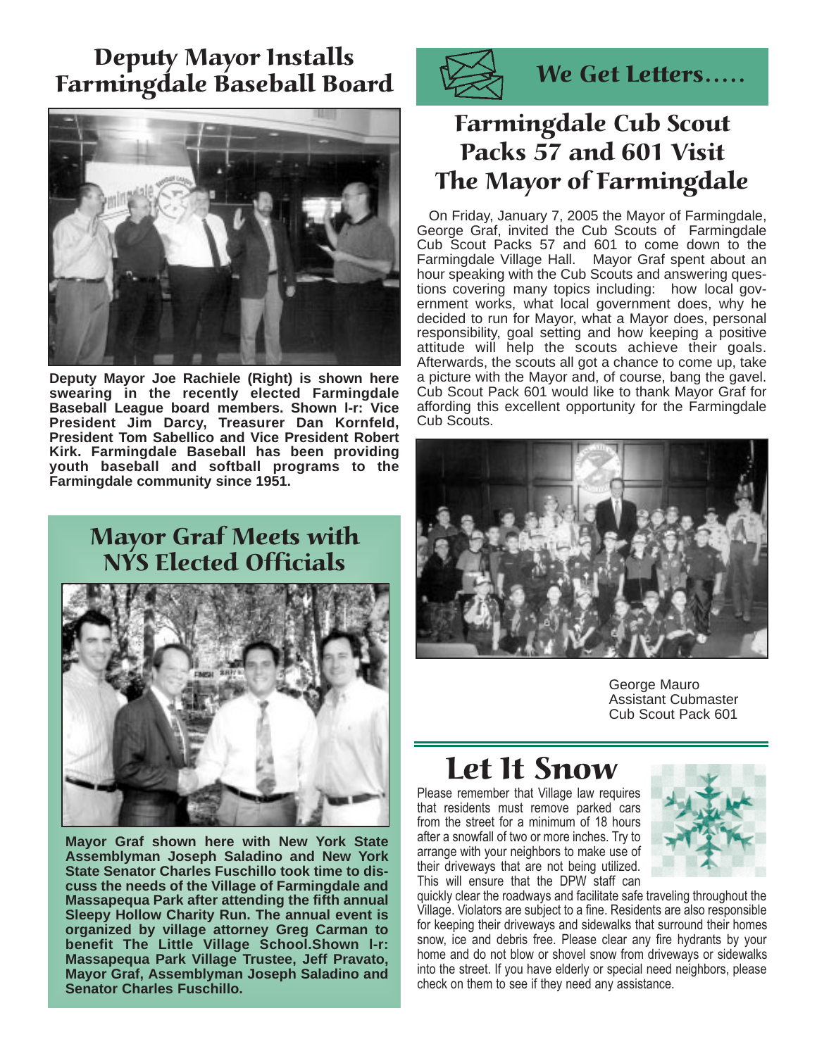## Deputy Mayor Installs Farmingdale Baseball Board

**Deputy Mayor Joe Rachiele (Right) is shown here swearing in the recently elected Farmingdale Baseball League board members. Shown l-r: Vice President Jim Darcy, Treasurer Dan Kornfeld, President Tom Sabellico and Vice President Robert Kirk. Farmingdale Baseball has been providing youth baseball and softball programs to the Farmingdale community since 1951.**

## Mayor Graf Meets with NYS Elected Officials

**Mayor Graf shown here with New York State Assemblyman Joseph Saladino and New York State Senator Charles Fuschillo took time to discuss the needs of the Village of Farmingdale and Massapequa Park after attending the fifth annual Sleepy Hollow Charity Run. The annual event is organized by village attorney Greg Carman to benefit The Little Village School.Shown l-r: Massapequa Park Village Trustee, Jeff Pravato, Mayor Graf, Assemblyman Joseph Saladino and Senator Charles Fuschillo.**

## We Get Letters.....

## Farmingdale Cub Scout Packs 57 and 601 Visit The Mayor of Farmingdale

On Friday, January 7, 2005 the Mayor of Farmingdale, George Graf, invited the Cub Scouts of Farmingdale Cub Scout Packs 57 and 601 to come down to the Farmingdale Village Hall. Mayor Graf spent about an hour speaking with the Cub Scouts and answering questions covering many topics including: how local government works, what local government does, why he decided to run for Mayor, what a Mayor does, personal responsibility, goal setting and how keeping a positive attitude will help the scouts achieve their goals. Afterwards, the scouts all got a chance to come up, take a picture with the Mayor and, of course, bang the gavel. Cub Scout Pack 601 would like to thank Mayor Graf for affording this excellent opportunity for the Farmingdale Cub Scouts.

George Mauro
Assistant Cubmaster
Cub Scout Pack 601

## Let It Snow

Please remember that Village law requires that residents must remove parked cars from the street for a minimum of 18 hours after a snowfall of two or more inches. Try to arrange with your neighbors to make use of their driveways that are not being utilized. This will ensure that the DPW staff can quickly clear the roadways and facilitate safe traveling throughout the Village. Violators are subject to a fine. Residents are also responsible for keeping their driveways and sidewalks that surround their homes snow, ice and debris free. Please clear any fire hydrants by your home and do not blow or shovel snow from driveways or sidewalks into the street. If you have elderly or special need neighbors, please check on them to see if they need any assistance.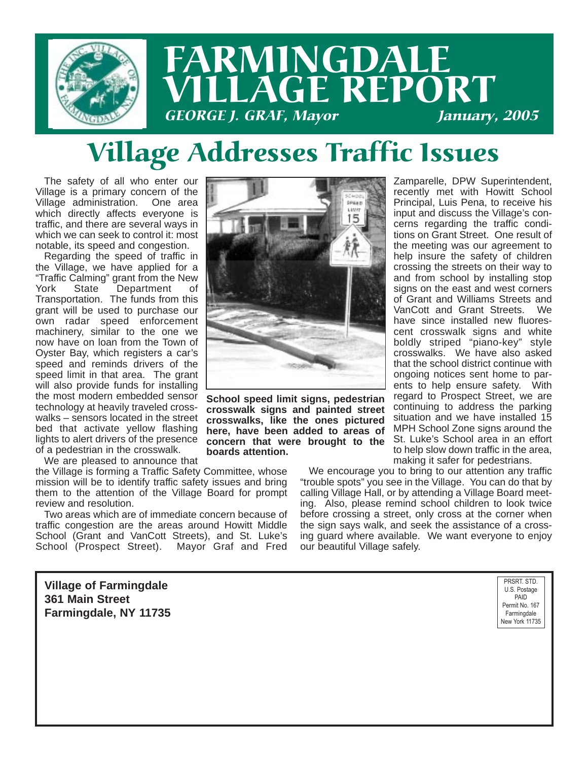# FARMINGDALE VILLAGE REPORT

*GEORGE J. GRAF, Mayor* *January, 2005*

# Village Addresses Traffic Issues

The safety of all who enter our Village is a primary concern of the Village administration. One area which directly affects everyone is traffic, and there are several ways in which we can seek to control it: most notable, its speed and congestion.

Regarding the speed of traffic in the Village, we have applied for a "Traffic Calming" grant from the New York State Department of Transportation. The funds from this grant will be used to purchase our own radar speed enforcement machinery, similar to the one we now have on loan from the Town of Oyster Bay, which registers a car's speed and reminds drivers of the speed limit in that area. The grant will also provide funds for installing the most modern embedded sensor technology at heavily traveled crosswalks – sensors located in the street bed that activate yellow flashing lights to alert drivers of the presence of a pedestrian in the crosswalk.

We are pleased to announce that the Village is forming a Traffic Safety Committee, whose mission will be to identify traffic safety issues and bring them to the attention of the Village Board for prompt review and resolution.

Two areas which are of immediate concern because of traffic congestion are the areas around Howitt Middle School (Grant and VanCott Streets), and St. Luke's School (Prospect Street). Mayor Graf and Fred Zamparelle, DPW Superintendent, recently met with Howitt School Principal, Luis Pena, to receive his input and discuss the Village's concerns regarding the traffic conditions on Grant Street. One result of the meeting was our agreement to help insure the safety of children crossing the streets on their way to and from school by installing stop signs on the east and west corners of Grant and Williams Streets and VanCott and Grant Streets. We have since installed new fluorescent crosswalk signs and white boldly striped "piano-key" style crosswalks. We have also asked that the school district continue with ongoing notices sent home to parents to help ensure safety. With regard to Prospect Street, we are continuing to address the parking situation and we have installed 15 MPH School Zone signs around the St. Luke's School area in an effort to help slow down traffic in the area, making it safer for pedestrians.

**School speed limit signs, pedestrian crosswalk signs and painted street crosswalks, like the ones pictured here, have been added to areas of concern that were brought to the boards attention.**

We encourage you to bring to our attention any traffic "trouble spots" you see in the Village. You can do that by calling Village Hall, or by attending a Village Board meeting. Also, please remind school children to look twice before crossing a street, only cross at the corner when the sign says walk, and seek the assistance of a crossing guard where available. We want everyone to enjoy our beautiful Village safely.

**Village of Farmingdale**
**361 Main Street**
**Farmingdale, NY 11735**

PRSRT. STD.
U.S. Postage
PAID
Permit No. 167
Farmingdale
New York 11735